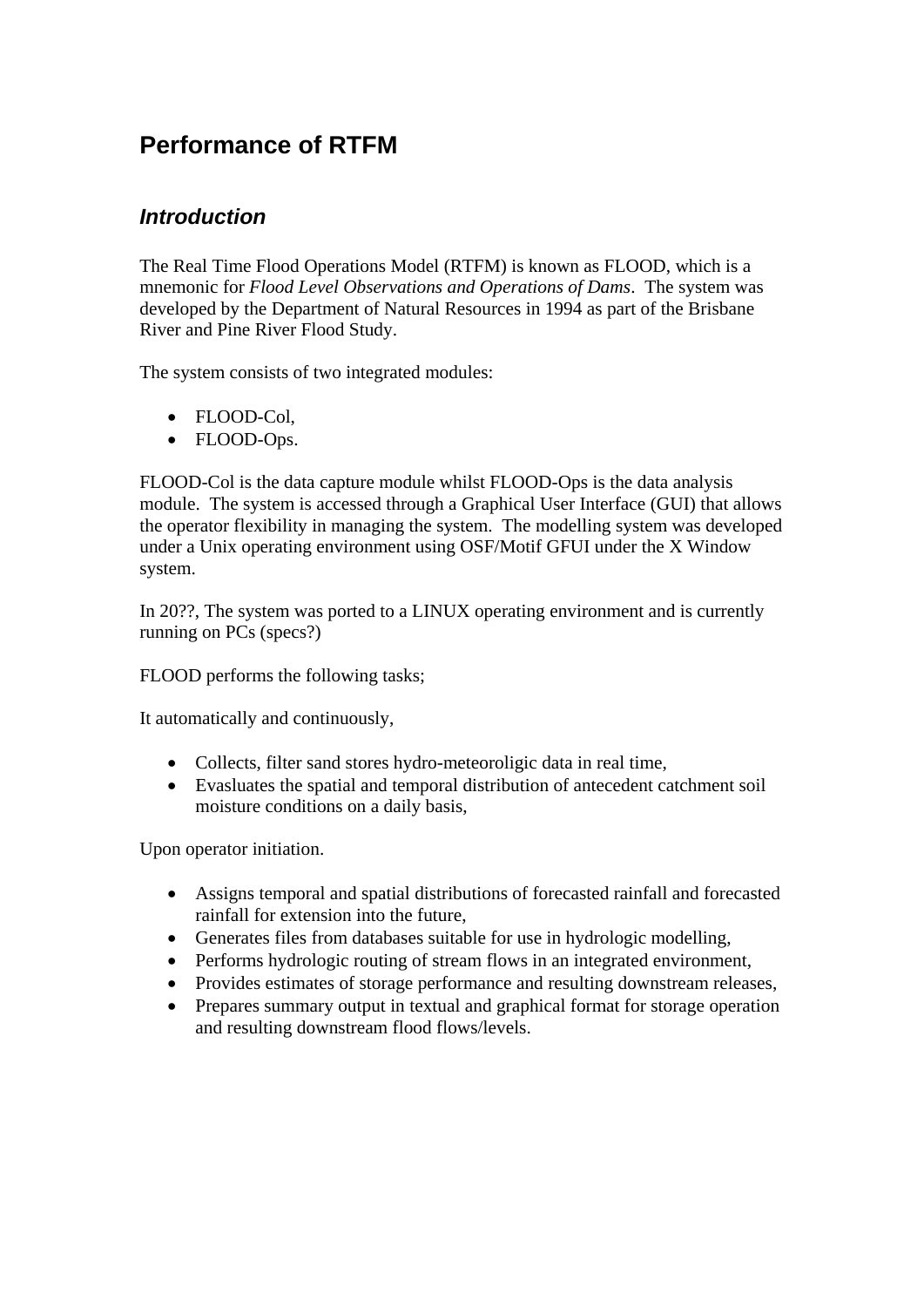# Performance of RTFM

## *Introduction*

The Real Time Flood Operations Model (RTFM) is known as FLOOD, which is a mnemonic for *Flood Level Observations and Operations of Dams*. The system was developed by the Department of Natural Resources in 1994 as part of the Brisbane River and Pine River Flood Study.

The system consists of two integrated modules:

- FLOOD-Col,
- FLOOD-Ops.

FLOOD-Col is the data capture module whilst FLOOD-Ops is the data analysis module. The system is accessed through a Graphical User Interface (GUI) that allows the operator flexibility in managing the system. The modelling system was developed under a Unix operating environment using OSF/Motif GFUI under the X Window system.

In 20??, The system was ported to a LINUX operating environment and is currently running on PCs (specs?)

FLOOD performs the following tasks;

It automatically and continuously,

- Collects, filter sand stores hydro-meteoroligic data in real time,
- Evasluates the spatial and temporal distribution of antecedent catchment soil moisture conditions on a daily basis,

Upon operator initiation.

- Assigns temporal and spatial distributions of forecasted rainfall and forecasted rainfall for extension into the future,
- Generates files from databases suitable for use in hydrologic modelling,
- Performs hydrologic routing of stream flows in an integrated environment,
- Provides estimates of storage performance and resulting downstream releases,
- Prepares summary output in textual and graphical format for storage operation and resulting downstream flood flows/levels.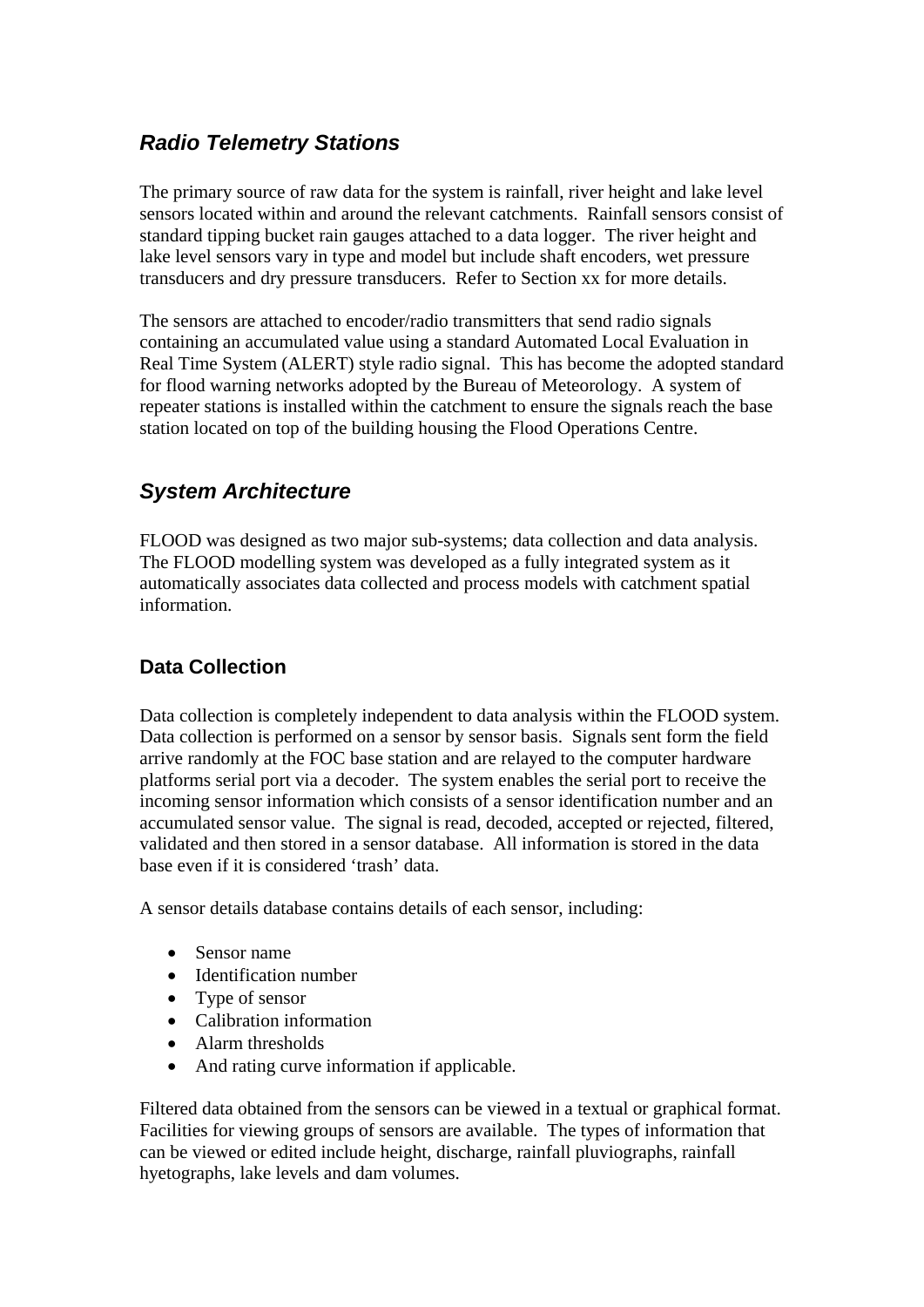## *Radio Telemetry Stations*

The primary source of raw data for the system is rainfall, river height and lake level sensors located within and around the relevant catchments. Rainfall sensors consist of standard tipping bucket rain gauges attached to a data logger. The river height and lake level sensors vary in type and model but include shaft encoders, wet pressure transducers and dry pressure transducers. Refer to Section xx for more details.

The sensors are attached to encoder/radio transmitters that send radio signals containing an accumulated value using a standard Automated Local Evaluation in Real Time System (ALERT) style radio signal. This has become the adopted standard for flood warning networks adopted by the Bureau of Meteorology. A system of repeater stations is installed within the catchment to ensure the signals reach the base station located on top of the building housing the Flood Operations Centre.

## *System Architecture*

FLOOD was designed as two major sub-systems; data collection and data analysis. The FLOOD modelling system was developed as a fully integrated system as it automatically associates data collected and process models with catchment spatial information.

### Data Collection

Data collection is completely independent to data analysis within the FLOOD system. Data collection is performed on a sensor by sensor basis. Signals sent form the field arrive randomly at the FOC base station and are relayed to the computer hardware platforms serial port via a decoder. The system enables the serial port to receive the incoming sensor information which consists of a sensor identification number and an accumulated sensor value. The signal is read, decoded, accepted or rejected, filtered, validated and then stored in a sensor database. All information is stored in the data base even if it is considered 'trash' data.

A sensor details database contains details of each sensor, including:

- Sensor name
- Identification number
- Type of sensor
- Calibration information
- Alarm thresholds
- And rating curve information if applicable.

Filtered data obtained from the sensors can be viewed in a textual or graphical format. Facilities for viewing groups of sensors are available. The types of information that can be viewed or edited include height, discharge, rainfall pluviographs, rainfall hyetographs, lake levels and dam volumes.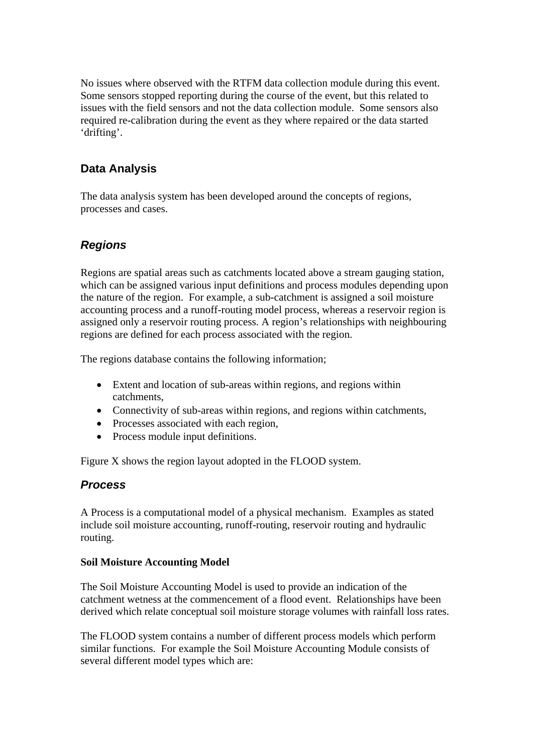No issues where observed with the RTFM data collection module during this event. Some sensors stopped reporting during the course of the event, but this related to issues with the field sensors and not the data collection module. Some sensors also required re-calibration during the event as they where repaired or the data started 'drifting'.

## Data Analysis

The data analysis system has been developed around the concepts of regions, processes and cases.

### *Regions*

Regions are spatial areas such as catchments located above a stream gauging station, which can be assigned various input definitions and process modules depending upon the nature of the region. For example, a sub-catchment is assigned a soil moisture accounting process and a runoff-routing model process, whereas a reservoir region is assigned only a reservoir routing process. A region's relationships with neighbouring regions are defined for each process associated with the region.

The regions database contains the following information;

- Extent and location of sub-areas within regions, and regions within catchments,
- Connectivity of sub-areas within regions, and regions within catchments,
- Processes associated with each region,
- Process module input definitions.

Figure X shows the region layout adopted in the FLOOD system.

### *Process*

A Process is a computational model of a physical mechanism. Examples as stated include soil moisture accounting, runoff-routing, reservoir routing and hydraulic routing.

**Soil Moisture Accounting Model**

The Soil Moisture Accounting Model is used to provide an indication of the catchment wetness at the commencement of a flood event. Relationships have been derived which relate conceptual soil moisture storage volumes with rainfall loss rates.

The FLOOD system contains a number of different process models which perform similar functions. For example the Soil Moisture Accounting Module consists of several different model types which are: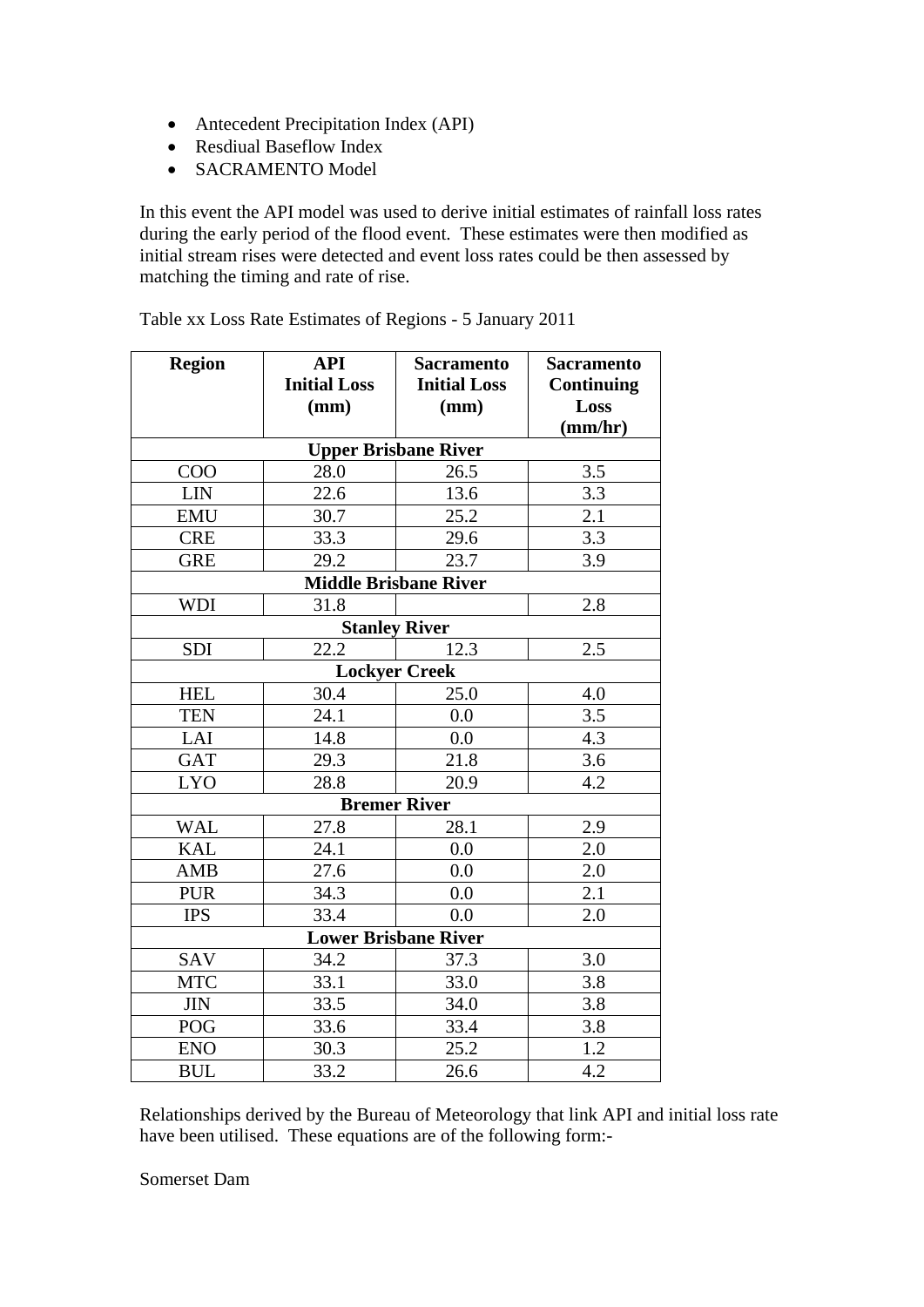- Antecedent Precipitation Index (API)
- Resdiual Baseflow Index
- SACRAMENTO Model

In this event the API model was used to derive initial estimates of rainfall loss rates during the early period of the flood event. These estimates were then modified as initial stream rises were detected and event loss rates could be then assessed by matching the timing and rate of rise.

Table xx Loss Rate Estimates of Regions - 5 January 2011

| Region | API Initial Loss (mm) | Sacramento Initial Loss (mm) | Sacramento Continuing Loss (mm/hr) |
|---|---|---|---|
| **Upper Brisbane River** | | | |
| COO | 28.0 | 26.5 | 3.5 |
| LIN | 22.6 | 13.6 | 3.3 |
| EMU | 30.7 | 25.2 | 2.1 |
| CRE | 33.3 | 29.6 | 3.3 |
| GRE | 29.2 | 23.7 | 3.9 |
| **Middle Brisbane River** | | | |
| WDI | 31.8 | | 2.8 |
| **Stanley River** | | | |
| SDI | 22.2 | 12.3 | 2.5 |
| **Lockyer Creek** | | | |
| HEL | 30.4 | 25.0 | 4.0 |
| TEN | 24.1 | 0.0 | 3.5 |
| LAI | 14.8 | 0.0 | 4.3 |
| GAT | 29.3 | 21.8 | 3.6 |
| LYO | 28.8 | 20.9 | 4.2 |
| **Bremer River** | | | |
| WAL | 27.8 | 28.1 | 2.9 |
| KAL | 24.1 | 0.0 | 2.0 |
| AMB | 27.6 | 0.0 | 2.0 |
| PUR | 34.3 | 0.0 | 2.1 |
| IPS | 33.4 | 0.0 | 2.0 |
| **Lower Brisbane River** | | | |
| SAV | 34.2 | 37.3 | 3.0 |
| MTC | 33.1 | 33.0 | 3.8 |
| JIN | 33.5 | 34.0 | 3.8 |
| POG | 33.6 | 33.4 | 3.8 |
| ENO | 30.3 | 25.2 | 1.2 |
| BUL | 33.2 | 26.6 | 4.2 |

Relationships derived by the Bureau of Meteorology that link API and initial loss rate have been utilised. These equations are of the following form:-

Somerset Dam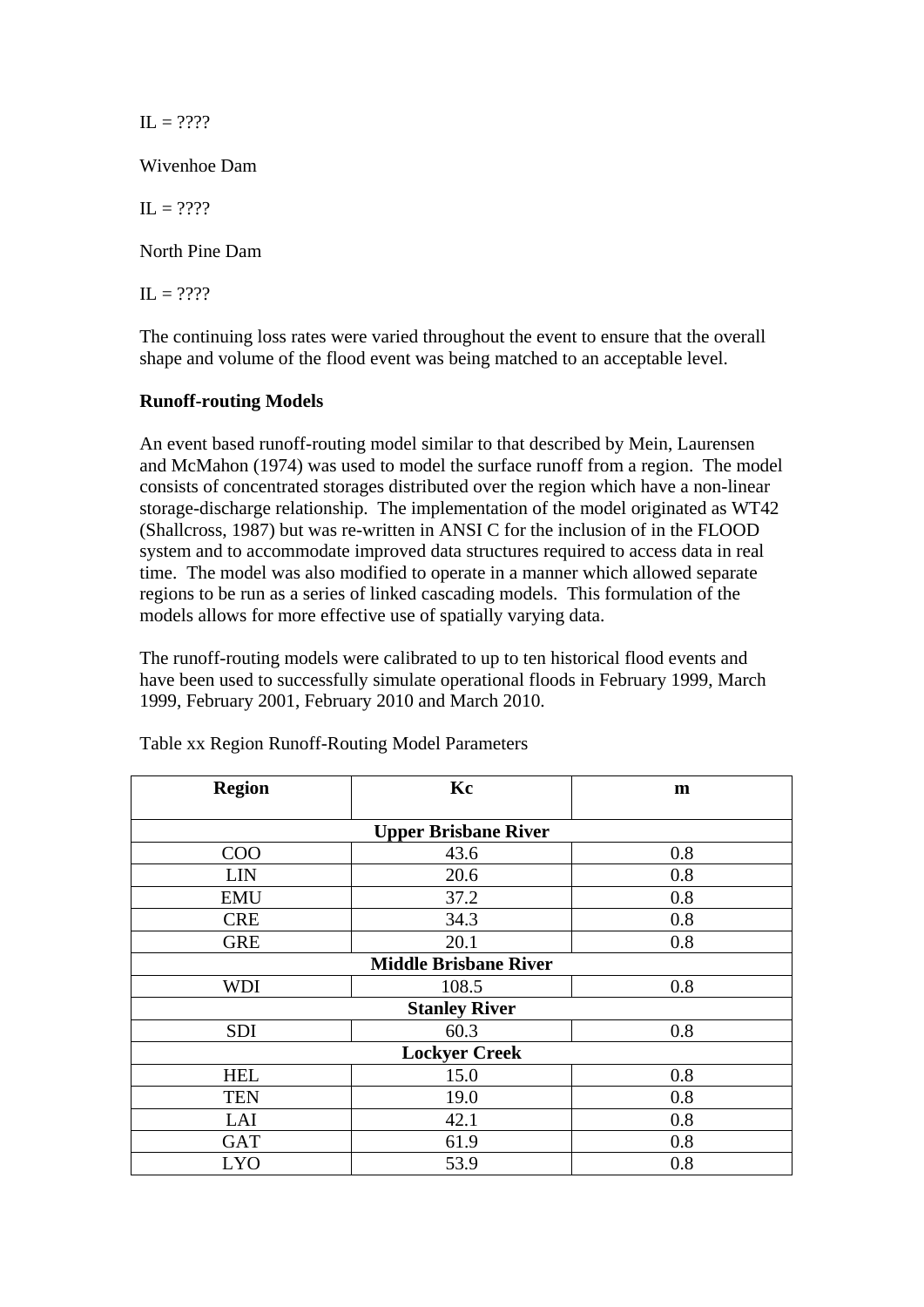IL = ????

Wivenhoe Dam

IL = ????

North Pine Dam

IL = ????

The continuing loss rates were varied throughout the event to ensure that the overall shape and volume of the flood event was being matched to an acceptable level.

**Runoff-routing Models**

An event based runoff-routing model similar to that described by Mein, Laurensen and McMahon (1974) was used to model the surface runoff from a region. The model consists of concentrated storages distributed over the region which have a non-linear storage-discharge relationship. The implementation of the model originated as WT42 (Shallcross, 1987) but was re-written in ANSI C for the inclusion of in the FLOOD system and to accommodate improved data structures required to access data in real time. The model was also modified to operate in a manner which allowed separate regions to be run as a series of linked cascading models. This formulation of the models allows for more effective use of spatially varying data.

The runoff-routing models were calibrated to up to ten historical flood events and have been used to successfully simulate operational floods in February 1999, March 1999, February 2001, February 2010 and March 2010.

Table xx Region Runoff-Routing Model Parameters

| Region | Kc | m |
|---|---|---|
| **Upper Brisbane River** | | |
| COO | 43.6 | 0.8 |
| LIN | 20.6 | 0.8 |
| EMU | 37.2 | 0.8 |
| CRE | 34.3 | 0.8 |
| GRE | 20.1 | 0.8 |
| **Middle Brisbane River** | | |
| WDI | 108.5 | 0.8 |
| **Stanley River** | | |
| SDI | 60.3 | 0.8 |
| **Lockyer Creek** | | |
| HEL | 15.0 | 0.8 |
| TEN | 19.0 | 0.8 |
| LAI | 42.1 | 0.8 |
| GAT | 61.9 | 0.8 |
| LYO | 53.9 | 0.8 |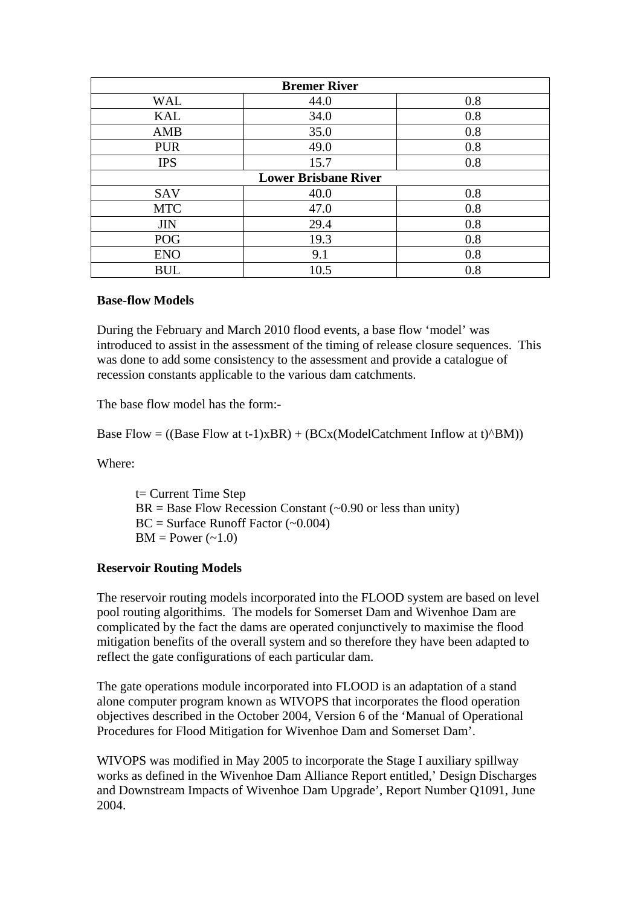| Bremer River | | |
|---|---|---|
| WAL | 44.0 | 0.8 |
| KAL | 34.0 | 0.8 |
| AMB | 35.0 | 0.8 |
| PUR | 49.0 | 0.8 |
| IPS | 15.7 | 0.8 |
| **Lower Brisbane River** | | |
| SAV | 40.0 | 0.8 |
| MTC | 47.0 | 0.8 |
| JIN | 29.4 | 0.8 |
| POG | 19.3 | 0.8 |
| ENO | 9.1 | 0.8 |
| BUL | 10.5 | 0.8 |

**Base-flow Models**

During the February and March 2010 flood events, a base flow 'model' was introduced to assist in the assessment of the timing of release closure sequences. This was done to add some consistency to the assessment and provide a catalogue of recession constants applicable to the various dam catchments.

The base flow model has the form:-

Base Flow = ((Base Flow at t-1)xBR) + (BCx(ModelCatchment Inflow at t)^BM))

Where:

t= Current Time Step
BR = Base Flow Recession Constant (~0.90 or less than unity)
BC = Surface Runoff Factor (~0.004)
BM = Power (~1.0)

**Reservoir Routing Models**

The reservoir routing models incorporated into the FLOOD system are based on level pool routing algorithims. The models for Somerset Dam and Wivenhoe Dam are complicated by the fact the dams are operated conjunctively to maximise the flood mitigation benefits of the overall system and so therefore they have been adapted to reflect the gate configurations of each particular dam.

The gate operations module incorporated into FLOOD is an adaptation of a stand alone computer program known as WIVOPS that incorporates the flood operation objectives described in the October 2004, Version 6 of the 'Manual of Operational Procedures for Flood Mitigation for Wivenhoe Dam and Somerset Dam'.

WIVOPS was modified in May 2005 to incorporate the Stage I auxiliary spillway works as defined in the Wivenhoe Dam Alliance Report entitled,' Design Discharges and Downstream Impacts of Wivenhoe Dam Upgrade', Report Number Q1091, June 2004.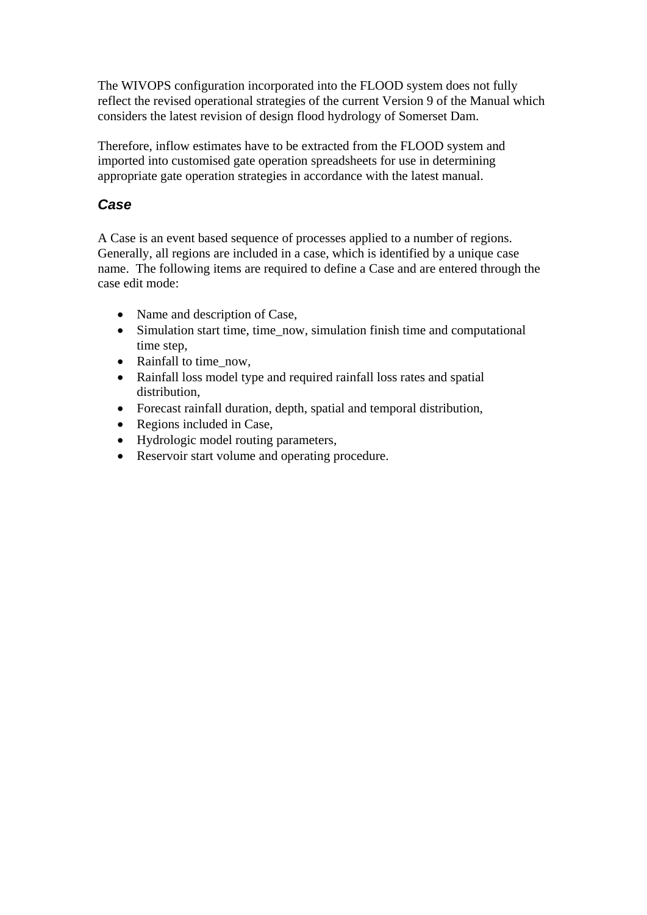The WIVOPS configuration incorporated into the FLOOD system does not fully reflect the revised operational strategies of the current Version 9 of the Manual which considers the latest revision of design flood hydrology of Somerset Dam.

Therefore, inflow estimates have to be extracted from the FLOOD system and imported into customised gate operation spreadsheets for use in determining appropriate gate operation strategies in accordance with the latest manual.

### *Case*

A Case is an event based sequence of processes applied to a number of regions. Generally, all regions are included in a case, which is identified by a unique case name. The following items are required to define a Case and are entered through the case edit mode:

- Name and description of Case,
- Simulation start time, time_now, simulation finish time and computational time step,
- Rainfall to time_now,
- Rainfall loss model type and required rainfall loss rates and spatial distribution,
- Forecast rainfall duration, depth, spatial and temporal distribution,
- Regions included in Case,
- Hydrologic model routing parameters,
- Reservoir start volume and operating procedure.